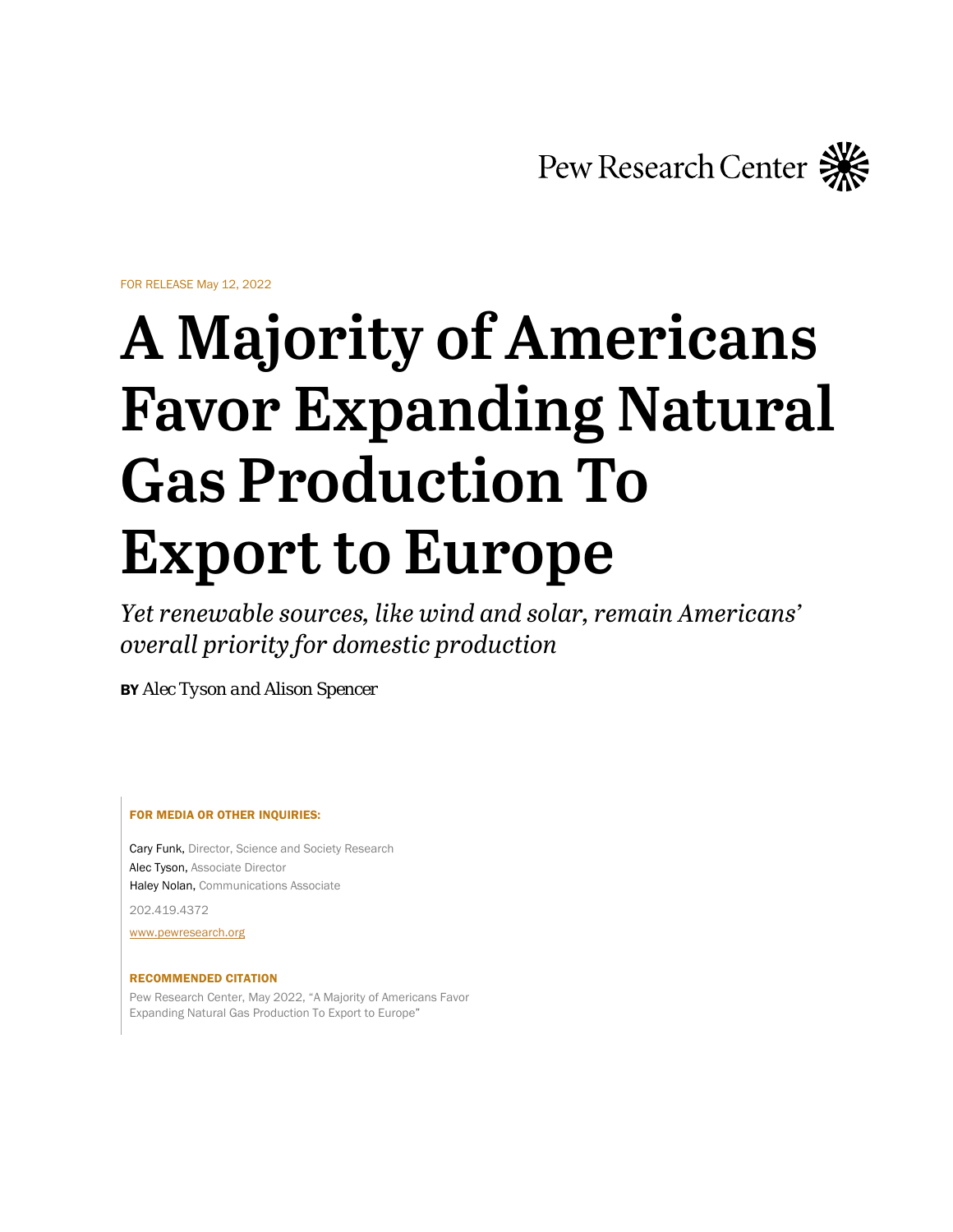Pew Research Center

FOR RELEASE May 12, 2022

# A Majority of Americans Favor Expanding Natural Gas Production To Export to Europe

*Yet renewable sources, like wind and solar, remain Americans' overall priority for domestic production*

**BY** *Alec Tyson and Alison Spencer*

**FOR MEDIA OR OTHER INQUIRIES:**

Cary Funk, Director, Science and Society Research
Alec Tyson, Associate Director
Haley Nolan, Communications Associate

202.419.4372

www.pewresearch.org

**RECOMMENDED CITATION**

Pew Research Center, May 2022, "A Majority of Americans Favor Expanding Natural Gas Production To Export to Europe"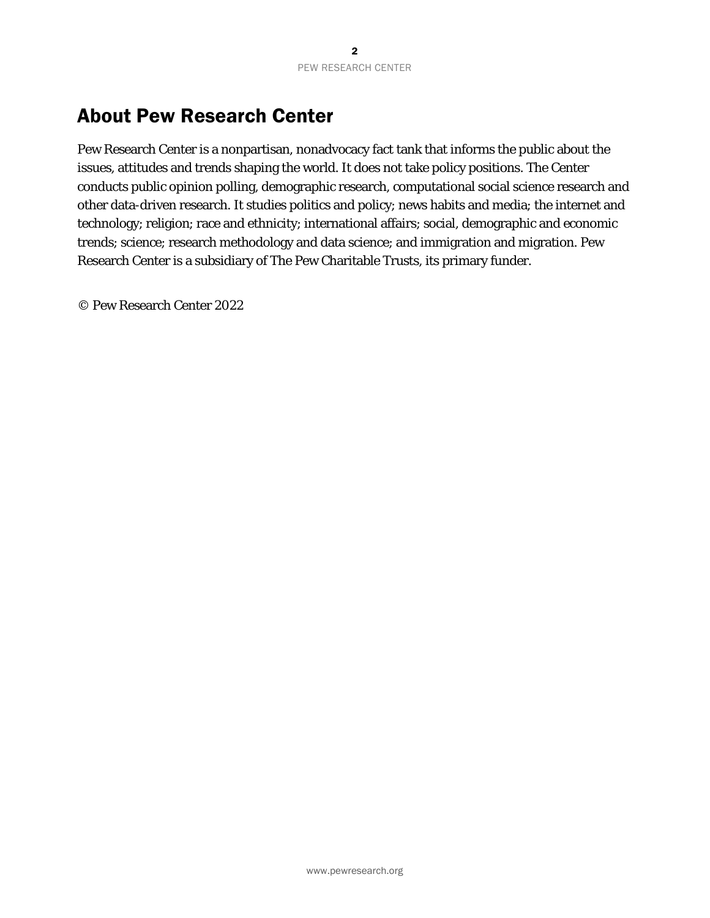## About Pew Research Center

Pew Research Center is a nonpartisan, nonadvocacy fact tank that informs the public about the issues, attitudes and trends shaping the world. It does not take policy positions. The Center conducts public opinion polling, demographic research, computational social science research and other data-driven research. It studies politics and policy; news habits and media; the internet and technology; religion; race and ethnicity; international affairs; social, demographic and economic trends; science; research methodology and data science; and immigration and migration. Pew Research Center is a subsidiary of The Pew Charitable Trusts, its primary funder.

© Pew Research Center 2022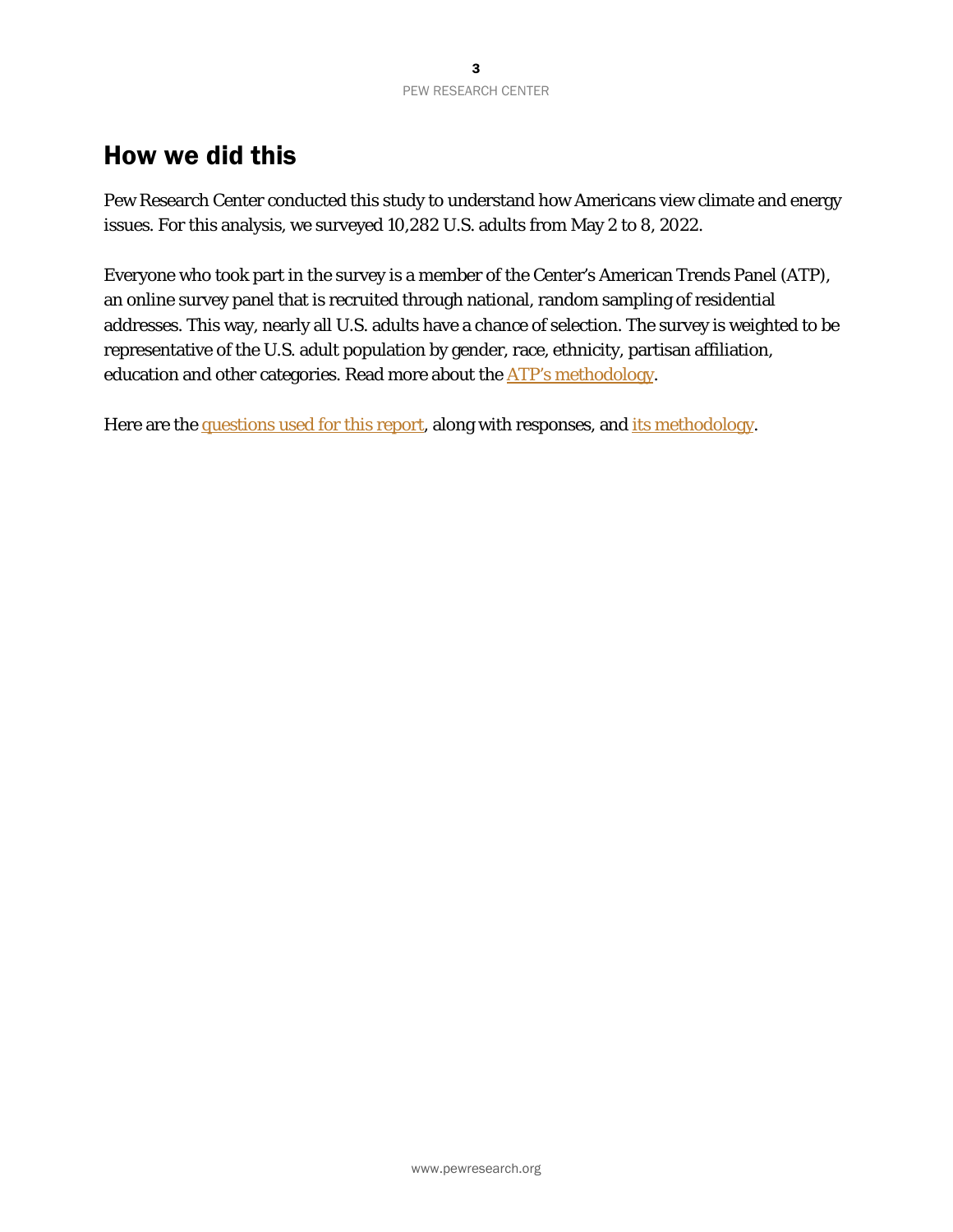# How we did this

Pew Research Center conducted this study to understand how Americans view climate and energy issues. For this analysis, we surveyed 10,282 U.S. adults from May 2 to 8, 2022.

Everyone who took part in the survey is a member of the Center's American Trends Panel (ATP), an online survey panel that is recruited through national, random sampling of residential addresses. This way, nearly all U.S. adults have a chance of selection. The survey is weighted to be representative of the U.S. adult population by gender, race, ethnicity, partisan affiliation, education and other categories. Read more about the ATP's methodology.

Here are the questions used for this report, along with responses, and its methodology.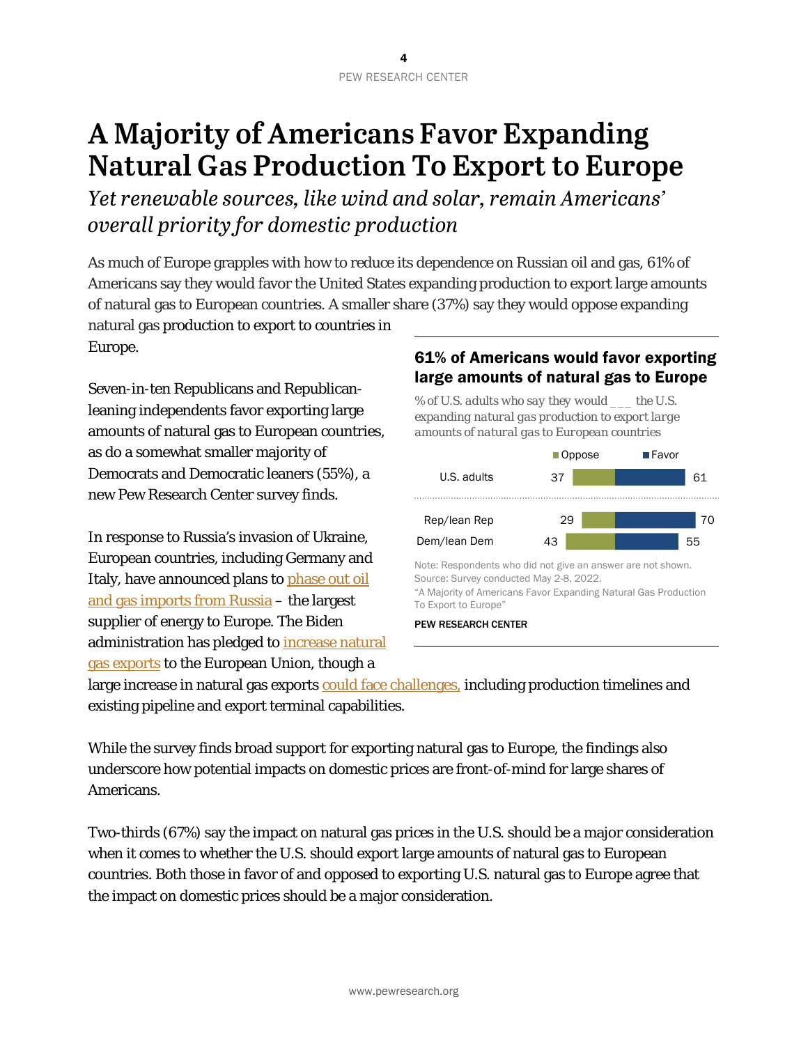# A Majority of Americans Favor Expanding Natural Gas Production To Export to Europe

*Yet renewable sources, like wind and solar, remain Americans' overall priority for domestic production*

As much of Europe grapples with how to reduce its dependence on Russian oil and gas, 61% of Americans say they would favor the United States expanding production to export large amounts of natural gas to European countries. A smaller share (37%) say they would oppose expanding natural gas production to export to countries in Europe.

Seven-in-ten Republicans and Republican-leaning independents favor exporting large amounts of natural gas to European countries, as do a somewhat smaller majority of Democrats and Democratic leaners (55%), a new Pew Research Center survey finds.

**61% of Americans would favor exporting large amounts of natural gas to Europe**

*% of U.S. adults who say they would ___ the U.S. expanding natural gas production to export large amounts of natural gas to European countries*

| | Oppose | Favor |
|---|---|---|
| U.S. adults | 37 | 61 |
| Rep/lean Rep | 29 | 70 |
| Dem/lean Dem | 43 | 55 |

Note: Respondents who did not give an answer are not shown.
Source: Survey conducted May 2-8, 2022.
"A Majority of Americans Favor Expanding Natural Gas Production To Export to Europe"

PEW RESEARCH CENTER

In response to Russia's invasion of Ukraine, European countries, including Germany and Italy, have announced plans to phase out oil and gas imports from Russia – the largest supplier of energy to Europe. The Biden administration has pledged to increase natural gas exports to the European Union, though a large increase in natural gas exports could face challenges, including production timelines and existing pipeline and export terminal capabilities.

While the survey finds broad support for exporting natural gas to Europe, the findings also underscore how potential impacts on domestic prices are front-of-mind for large shares of Americans.

Two-thirds (67%) say the impact on natural gas prices in the U.S. should be a major consideration when it comes to whether the U.S. should export large amounts of natural gas to European countries. Both those in favor of and opposed to exporting U.S. natural gas to Europe agree that the impact on domestic prices should be a major consideration.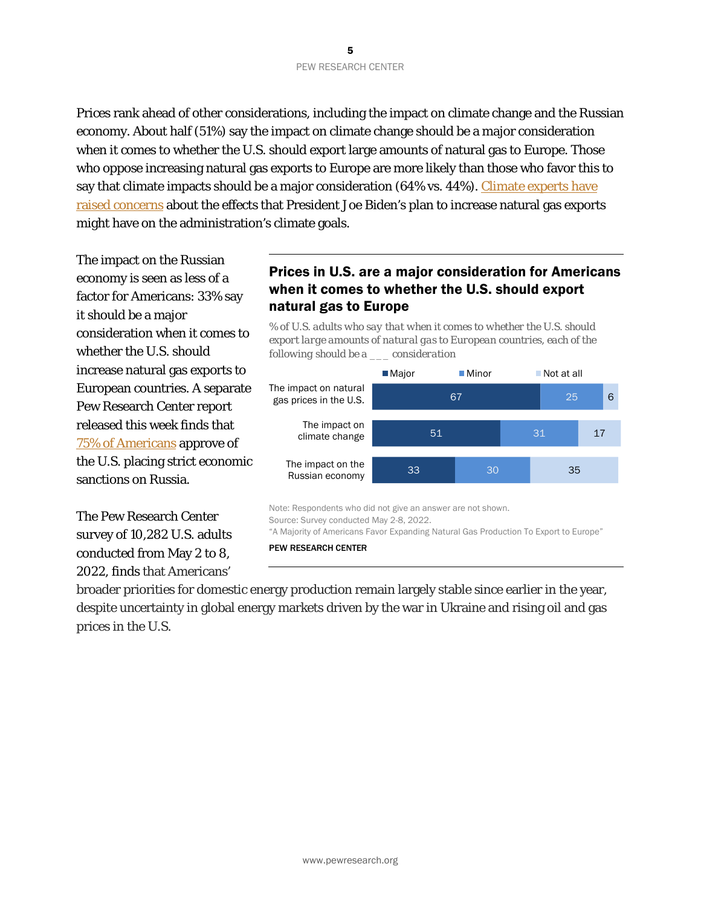Prices rank ahead of other considerations, including the impact on climate change and the Russian economy. About half (51%) say the impact on climate change should be a major consideration when it comes to whether the U.S. should export large amounts of natural gas to Europe. Those who oppose increasing natural gas exports to Europe are more likely than those who favor this to say that climate impacts should be a major consideration (64% vs. 44%). Climate experts have raised concerns about the effects that President Joe Biden's plan to increase natural gas exports might have on the administration's climate goals.

The impact on the Russian economy is seen as less of a factor for Americans: 33% say it should be a major consideration when it comes to whether the U.S. should increase natural gas exports to European countries. A separate Pew Research Center report released this week finds that 75% of Americans approve of the U.S. placing strict economic sanctions on Russia.

### Prices in U.S. are a major consideration for Americans when it comes to whether the U.S. should export natural gas to Europe

*% of U.S. adults who say that when it comes to whether the U.S. should export large amounts of natural gas to European countries, each of the following should be a ___ consideration*

| | Major | Minor | Not at all |
|---|---|---|---|
| The impact on natural gas prices in the U.S. | 67 | 25 | 6 |
| The impact on climate change | 51 | 31 | 17 |
| The impact on the Russian economy | 33 | 30 | 35 |

Note: Respondents who did not give an answer are not shown.
Source: Survey conducted May 2-8, 2022.
"A Majority of Americans Favor Expanding Natural Gas Production To Export to Europe"

PEW RESEARCH CENTER

The Pew Research Center survey of 10,282 U.S. adults conducted from May 2 to 8, 2022, finds that Americans' broader priorities for domestic energy production remain largely stable since earlier in the year, despite uncertainty in global energy markets driven by the war in Ukraine and rising oil and gas prices in the U.S.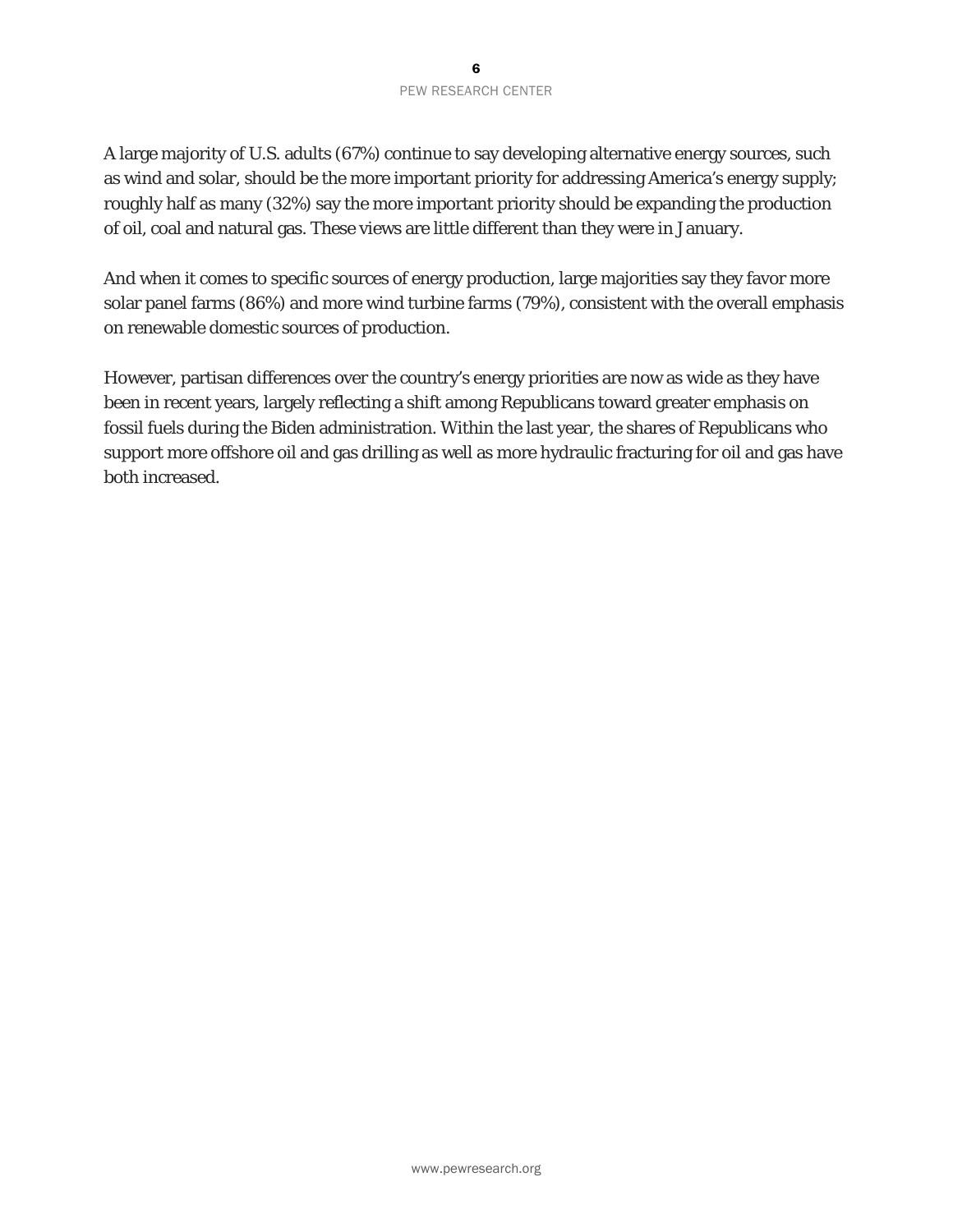A large majority of U.S. adults (67%) continue to say developing alternative energy sources, such as wind and solar, should be the more important priority for addressing America's energy supply; roughly half as many (32%) say the more important priority should be expanding the production of oil, coal and natural gas. These views are little different than they were in January.

And when it comes to specific sources of energy production, large majorities say they favor more solar panel farms (86%) and more wind turbine farms (79%), consistent with the overall emphasis on renewable domestic sources of production.

However, partisan differences over the country's energy priorities are now as wide as they have been in recent years, largely reflecting a shift among Republicans toward greater emphasis on fossil fuels during the Biden administration. Within the last year, the shares of Republicans who support more offshore oil and gas drilling as well as more hydraulic fracturing for oil and gas have both increased.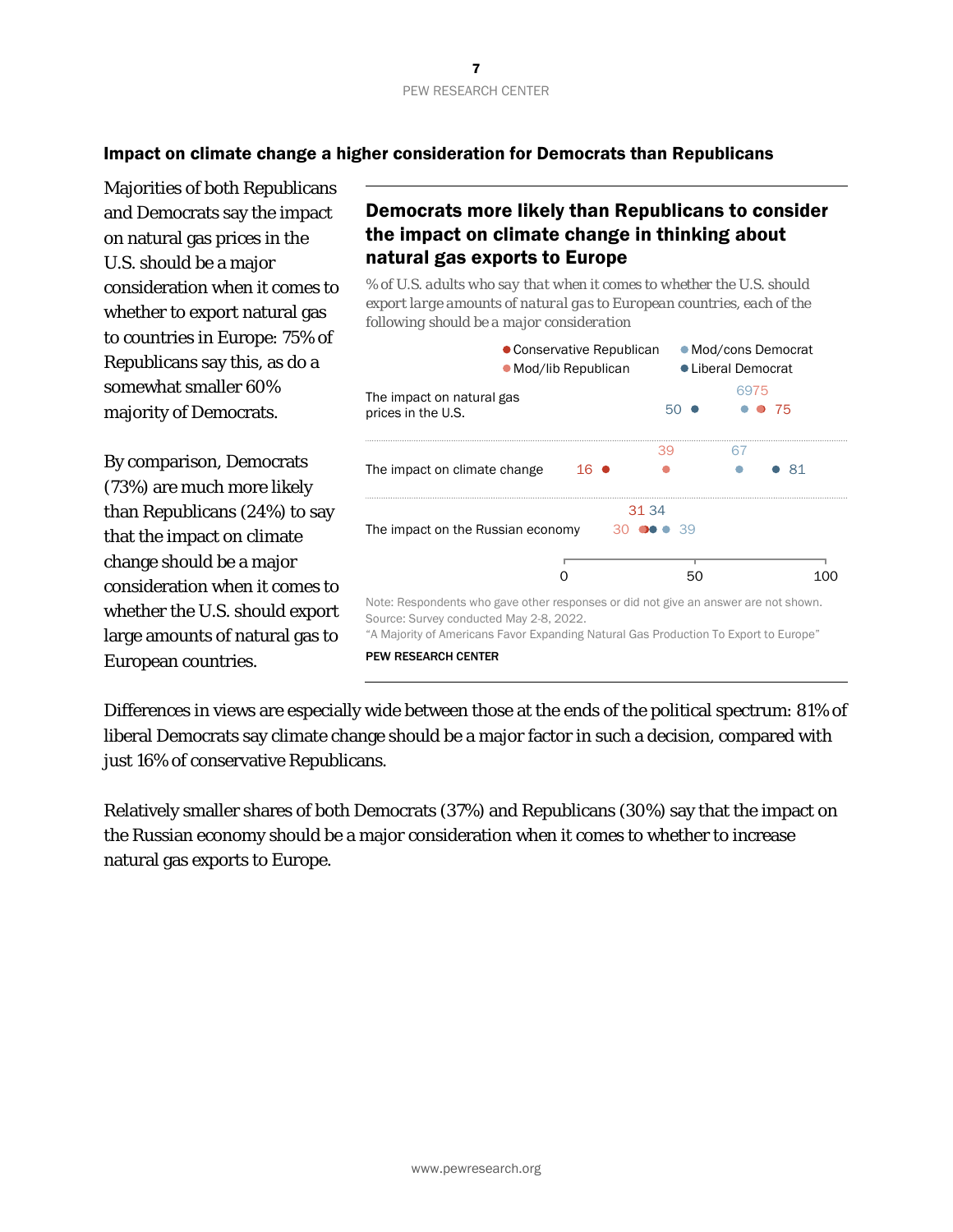## Impact on climate change a higher consideration for Democrats than Republicans

Majorities of both Republicans and Democrats say the impact on natural gas prices in the U.S. should be a major consideration when it comes to whether to export natural gas to countries in Europe: 75% of Republicans say this, as do a somewhat smaller 60% majority of Democrats.

By comparison, Democrats (73%) are much more likely than Republicans (24%) to say that the impact on climate change should be a major consideration when it comes to whether the U.S. should export large amounts of natural gas to European countries.

### Democrats more likely than Republicans to consider the impact on climate change in thinking about natural gas exports to Europe

*% of U.S. adults who say that when it comes to whether the U.S. should export large amounts of natural gas to European countries, each of the following should be a major consideration*

| | Conservative Republican | Mod/lib Republican | Mod/cons Democrat | Liberal Democrat |
|---|---|---|---|---|
| The impact on natural gas prices in the U.S. | 75 | 75 | 69 | 50 |
| The impact on climate change | 16 | 39 | 67 | 81 |
| The impact on the Russian economy | 31 | 30 | 39 | 34 |

Note: Respondents who gave other responses or did not give an answer are not shown.
Source: Survey conducted May 2-8, 2022.
"A Majority of Americans Favor Expanding Natural Gas Production To Export to Europe"

PEW RESEARCH CENTER

Differences in views are especially wide between those at the ends of the political spectrum: 81% of liberal Democrats say climate change should be a major factor in such a decision, compared with just 16% of conservative Republicans.

Relatively smaller shares of both Democrats (37%) and Republicans (30%) say that the impact on the Russian economy should be a major consideration when it comes to whether to increase natural gas exports to Europe.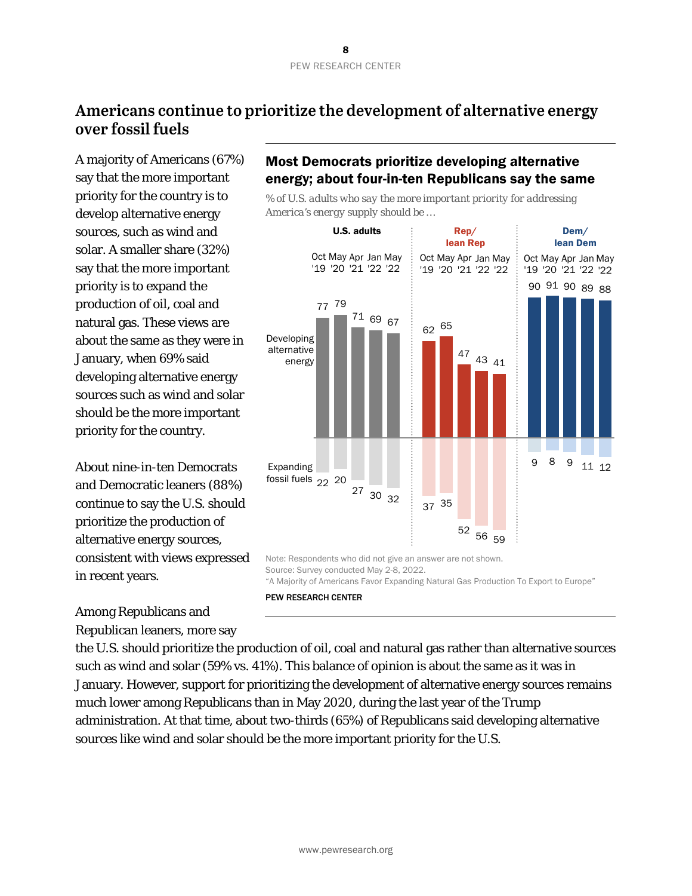## Americans continue to prioritize the development of alternative energy over fossil fuels

A majority of Americans (67%) say that the more important priority for the country is to develop alternative energy sources, such as wind and solar. A smaller share (32%) say that the more important priority is to expand the production of oil, coal and natural gas. These views are about the same as they were in January, when 69% said developing alternative energy sources such as wind and solar should be the more important priority for the country.

About nine-in-ten Democrats and Democratic leaners (88%) continue to say the U.S. should prioritize the production of alternative energy sources, consistent with views expressed in recent years.

Among Republicans and Republican leaners, more say the U.S. should prioritize the production of oil, coal and natural gas rather than alternative sources such as wind and solar (59% vs. 41%). This balance of opinion is about the same as it was in January. However, support for prioritizing the development of alternative energy sources remains much lower among Republicans than in May 2020, during the last year of the Trump administration. At that time, about two-thirds (65%) of Republicans said developing alternative sources like wind and solar should be the more important priority for the U.S.

### Most Democrats prioritize developing alternative energy; about four-in-ten Republicans say the same

*% of U.S. adults who say the more important priority for addressing America's energy supply should be …*

| | | Oct '19 | May '20 | Apr '21 | Jan '22 | May '22 |
|---|---|---|---|---|---|---|
| U.S. adults | Developing alternative energy | 77 | 79 | 71 | 69 | 67 |
| | Expanding fossil fuels | 22 | 20 | 27 | 30 | 32 |
| Rep/lean Rep | Developing alternative energy | 62 | 65 | 47 | 43 | 41 |
| | Expanding fossil fuels | 37 | 35 | 52 | 56 | 59 |
| Dem/lean Dem | Developing alternative energy | 90 | 91 | 90 | 89 | 88 |
| | Expanding fossil fuels | 9 | 8 | 9 | 11 | 12 |

Note: Respondents who did not give an answer are not shown.
Source: Survey conducted May 2-8, 2022.
"A Majority of Americans Favor Expanding Natural Gas Production To Export to Europe"

PEW RESEARCH CENTER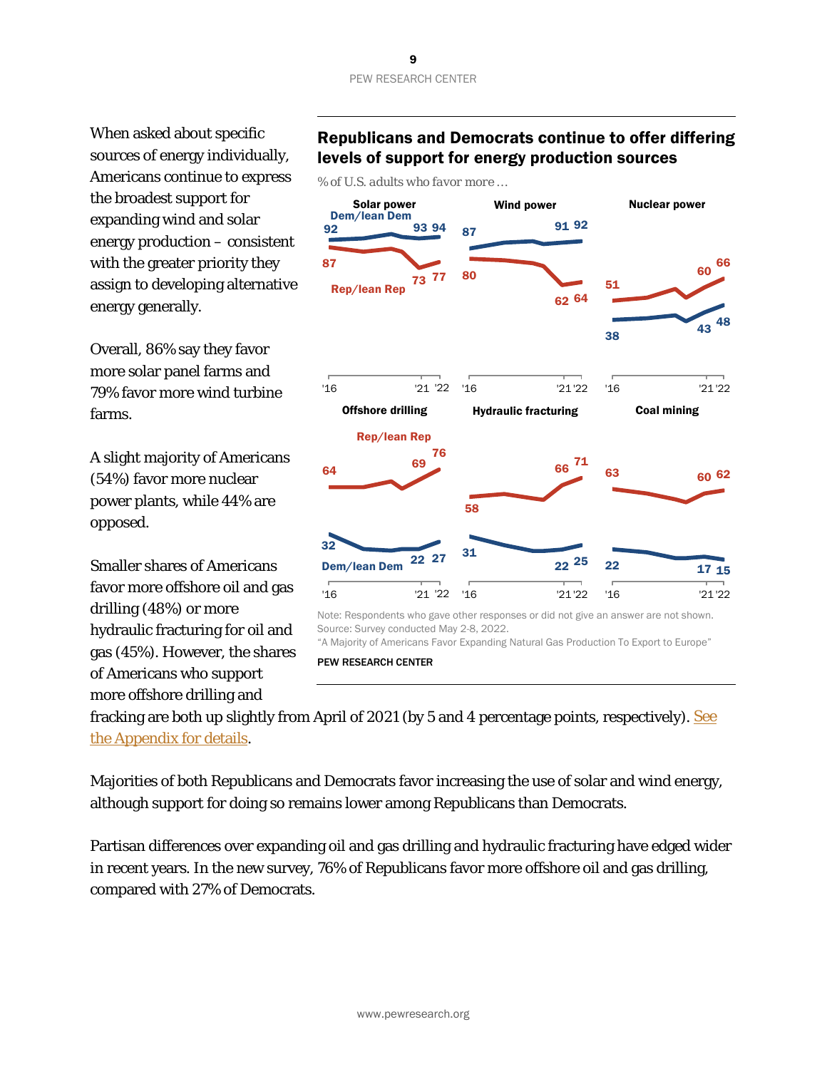When asked about specific sources of energy individually, Americans continue to express the broadest support for expanding wind and solar energy production – consistent with the greater priority they assign to developing alternative energy generally.

Overall, 86% say they favor more solar panel farms and 79% favor more wind turbine farms.

A slight majority of Americans (54%) favor more nuclear power plants, while 44% are opposed.

Smaller shares of Americans favor more offshore oil and gas drilling (48%) or more hydraulic fracturing for oil and gas (45%). However, the shares of Americans who support more offshore drilling and fracking are both up slightly from April of 2021 (by 5 and 4 percentage points, respectively). See the Appendix for details.

**Republicans and Democrats continue to offer differing levels of support for energy production sources**

% of U.S. adults who favor more …

| | Dem/lean Dem '16 | Dem/lean Dem '21 | Dem/lean Dem '22 | Rep/lean Rep '16 | Rep/lean Rep '21 | Rep/lean Rep '22 |
|---|---|---|---|---|---|---|
| Solar power | 92 | 93 | 94 | 87 | 73 | 77 |
| Wind power | 87 | 91 | 92 | 80 | 62 | 64 |
| Nuclear power | 38 | 43 | 48 | 51 | 60 | 66 |
| Offshore drilling | 32 | 22 | 27 | 64 | 69 | 76 |
| Hydraulic fracturing | 31 | 22 | 25 | 58 | 66 | 71 |
| Coal mining | 22 | 17 | 15 | 63 | 60 | 62 |

Note: Respondents who gave other responses or did not give an answer are not shown.
Source: Survey conducted May 2-8, 2022.
"A Majority of Americans Favor Expanding Natural Gas Production To Export to Europe"

PEW RESEARCH CENTER

Majorities of both Republicans and Democrats favor increasing the use of solar and wind energy, although support for doing so remains lower among Republicans than Democrats.

Partisan differences over expanding oil and gas drilling and hydraulic fracturing have edged wider in recent years. In the new survey, 76% of Republicans favor more offshore oil and gas drilling, compared with 27% of Democrats.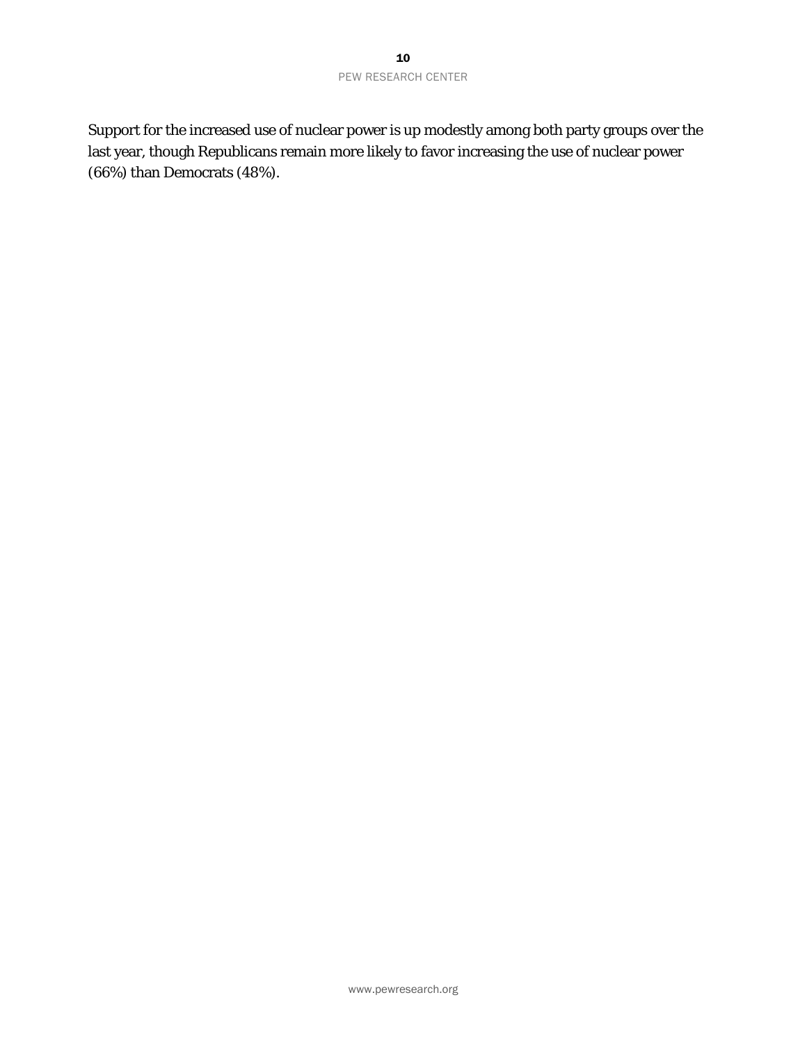Support for the increased use of nuclear power is up modestly among both party groups over the last year, though Republicans remain more likely to favor increasing the use of nuclear power (66%) than Democrats (48%).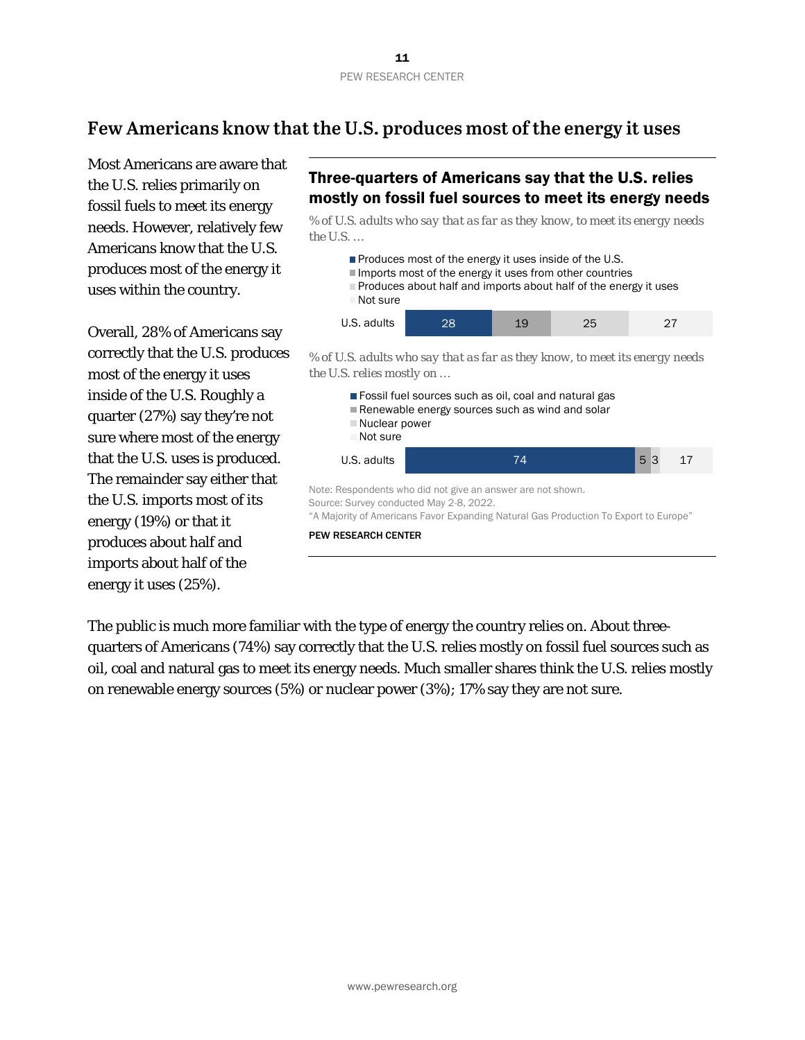# Few Americans know that the U.S. produces most of the energy it uses

Most Americans are aware that the U.S. relies primarily on fossil fuels to meet its energy needs. However, relatively few Americans know that the U.S. produces most of the energy it uses within the country.

Overall, 28% of Americans say correctly that the U.S. produces most of the energy it uses inside of the U.S. Roughly a quarter (27%) say they're not sure where most of the energy that the U.S. uses is produced. The remainder say either that the U.S. imports most of its energy (19%) or that it produces about half and imports about half of the energy it uses (25%).

## Three-quarters of Americans say that the U.S. relies mostly on fossil fuel sources to meet its energy needs

*% of U.S. adults who say that as far as they know, to meet its energy needs the U.S. …*

| | Produces most of the energy it uses inside of the U.S. | Imports most of the energy it uses from other countries | Produces about half and imports about half of the energy it uses | Not sure |
|---|---|---|---|---|
| U.S. adults | 28 | 19 | 25 | 27 |

*% of U.S. adults who say that as far as they know, to meet its energy needs the U.S. relies mostly on …*

| | Fossil fuel sources such as oil, coal and natural gas | Renewable energy sources such as wind and solar | Nuclear power | Not sure |
|---|---|---|---|---|
| U.S. adults | 74 | 5 | 3 | 17 |

Note: Respondents who did not give an answer are not shown.
Source: Survey conducted May 2-8, 2022.
"A Majority of Americans Favor Expanding Natural Gas Production To Export to Europe"

PEW RESEARCH CENTER

The public is much more familiar with the type of energy the country relies on. About three-quarters of Americans (74%) say correctly that the U.S. relies mostly on fossil fuel sources such as oil, coal and natural gas to meet its energy needs. Much smaller shares think the U.S. relies mostly on renewable energy sources (5%) or nuclear power (3%); 17% say they are not sure.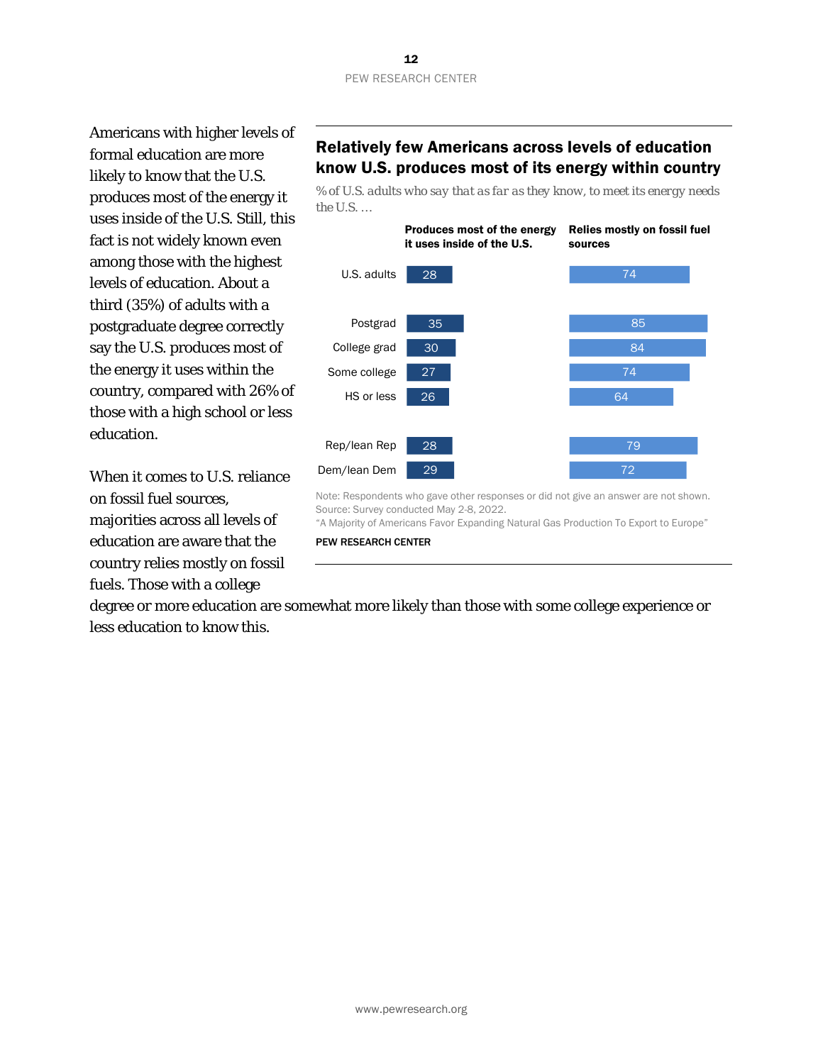Americans with higher levels of formal education are more likely to know that the U.S. produces most of the energy it uses inside of the U.S. Still, this fact is not widely known even among those with the highest levels of education. About a third (35%) of adults with a postgraduate degree correctly say the U.S. produces most of the energy it uses within the country, compared with 26% of those with a high school or less education.

When it comes to U.S. reliance on fossil fuel sources, majorities across all levels of education are aware that the country relies mostly on fossil fuels. Those with a college degree or more education are somewhat more likely than those with some college experience or less education to know this.

## Relatively few Americans across levels of education know U.S. produces most of its energy within country

*% of U.S. adults who say that as far as they know, to meet its energy needs the U.S. …*

| | Produces most of the energy it uses inside of the U.S. | Relies mostly on fossil fuel sources |
|---|---|---|
| U.S. adults | 28 | 74 |
| Postgrad | 35 | 85 |
| College grad | 30 | 84 |
| Some college | 27 | 74 |
| HS or less | 26 | 64 |
| Rep/lean Rep | 28 | 79 |
| Dem/lean Dem | 29 | 72 |

Note: Respondents who gave other responses or did not give an answer are not shown.
Source: Survey conducted May 2-8, 2022.
"A Majority of Americans Favor Expanding Natural Gas Production To Export to Europe"

**PEW RESEARCH CENTER**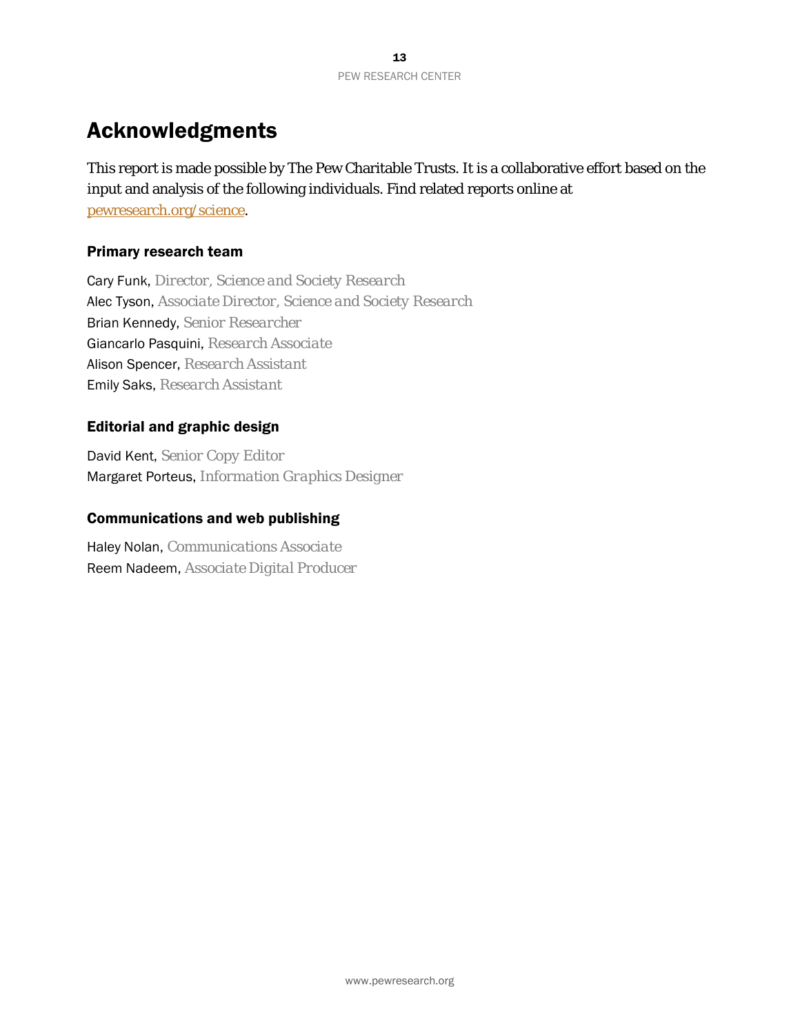# Acknowledgments

This report is made possible by The Pew Charitable Trusts. It is a collaborative effort based on the input and analysis of the following individuals. Find related reports online at [pewresearch.org/science](pewresearch.org/science).

### Primary research team

Cary Funk, *Director, Science and Society Research*
Alec Tyson, *Associate Director, Science and Society Research*
Brian Kennedy, *Senior Researcher*
Giancarlo Pasquini, *Research Associate*
Alison Spencer, *Research Assistant*
Emily Saks, *Research Assistant*

### Editorial and graphic design

David Kent, *Senior Copy Editor*
Margaret Porteus, *Information Graphics Designer*

### Communications and web publishing

Haley Nolan, *Communications Associate*
Reem Nadeem, *Associate Digital Producer*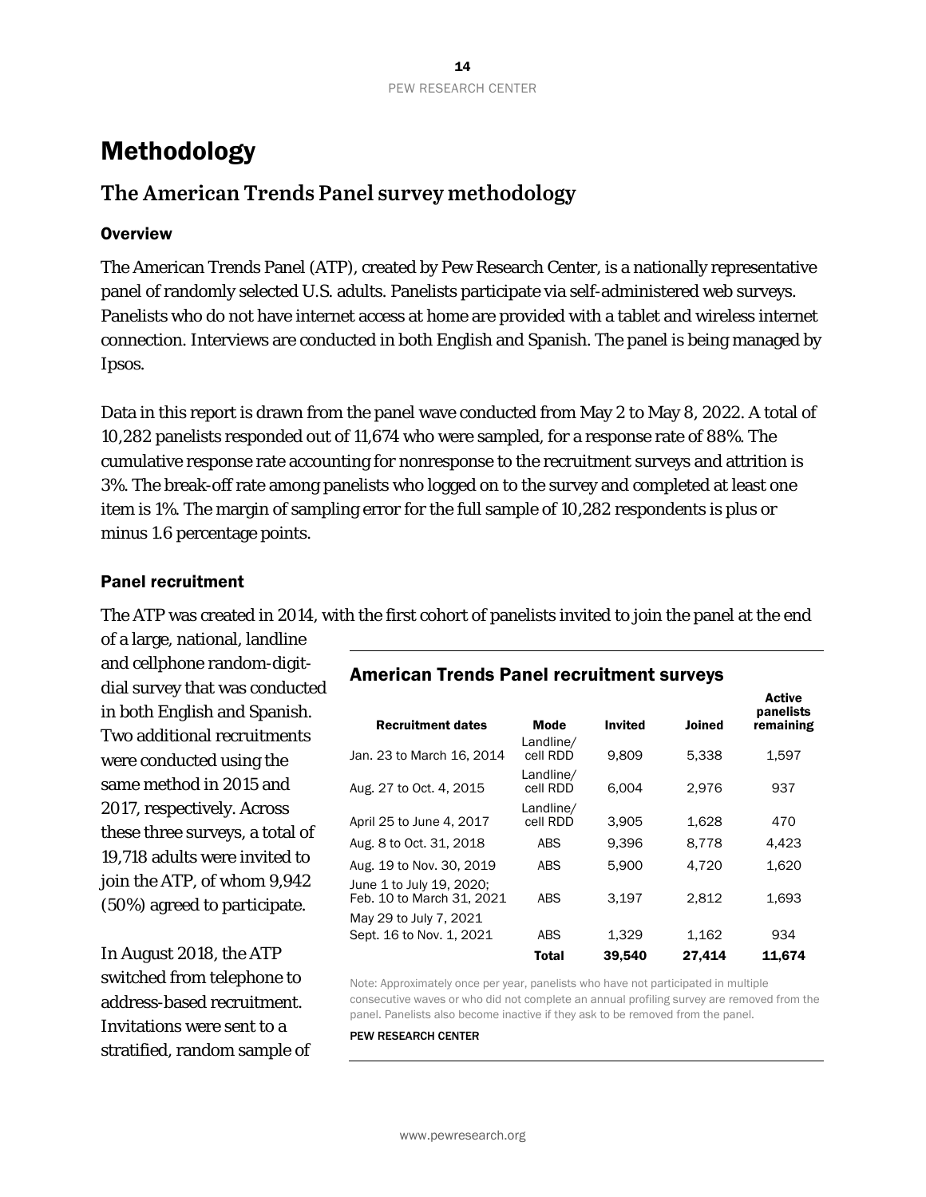# Methodology

## The American Trends Panel survey methodology

### Overview

The American Trends Panel (ATP), created by Pew Research Center, is a nationally representative panel of randomly selected U.S. adults. Panelists participate via self-administered web surveys. Panelists who do not have internet access at home are provided with a tablet and wireless internet connection. Interviews are conducted in both English and Spanish. The panel is being managed by Ipsos.

Data in this report is drawn from the panel wave conducted from May 2 to May 8, 2022. A total of 10,282 panelists responded out of 11,674 who were sampled, for a response rate of 88%. The cumulative response rate accounting for nonresponse to the recruitment surveys and attrition is 3%. The break-off rate among panelists who logged on to the survey and completed at least one item is 1%. The margin of sampling error for the full sample of 10,282 respondents is plus or minus 1.6 percentage points.

### Panel recruitment

The ATP was created in 2014, with the first cohort of panelists invited to join the panel at the end of a large, national, landline and cellphone random-digit-dial survey that was conducted in both English and Spanish. Two additional recruitments were conducted using the same method in 2015 and 2017, respectively. Across these three surveys, a total of 19,718 adults were invited to join the ATP, of whom 9,942 (50%) agreed to participate.

**American Trends Panel recruitment surveys**

| Recruitment dates | Mode | Invited | Joined | Active panelists remaining |
|---|---|---|---|---|
| Jan. 23 to March 16, 2014 | Landline/ cell RDD | 9,809 | 5,338 | 1,597 |
| Aug. 27 to Oct. 4, 2015 | Landline/ cell RDD | 6,004 | 2,976 | 937 |
| April 25 to June 4, 2017 | Landline/ cell RDD | 3,905 | 1,628 | 470 |
| Aug. 8 to Oct. 31, 2018 | ABS | 9,396 | 8,778 | 4,423 |
| Aug. 19 to Nov. 30, 2019 | ABS | 5,900 | 4,720 | 1,620 |
| June 1 to July 19, 2020; Feb. 10 to March 31, 2021 | ABS | 3,197 | 2,812 | 1,693 |
| May 29 to July 7, 2021 Sept. 16 to Nov. 1, 2021 | ABS | 1,329 | 1,162 | 934 |
| | **Total** | **39,540** | **27,414** | **11,674** |

Note: Approximately once per year, panelists who have not participated in multiple consecutive waves or who did not complete an annual profiling survey are removed from the panel. Panelists also become inactive if they ask to be removed from the panel.

PEW RESEARCH CENTER

In August 2018, the ATP switched from telephone to address-based recruitment. Invitations were sent to a stratified, random sample of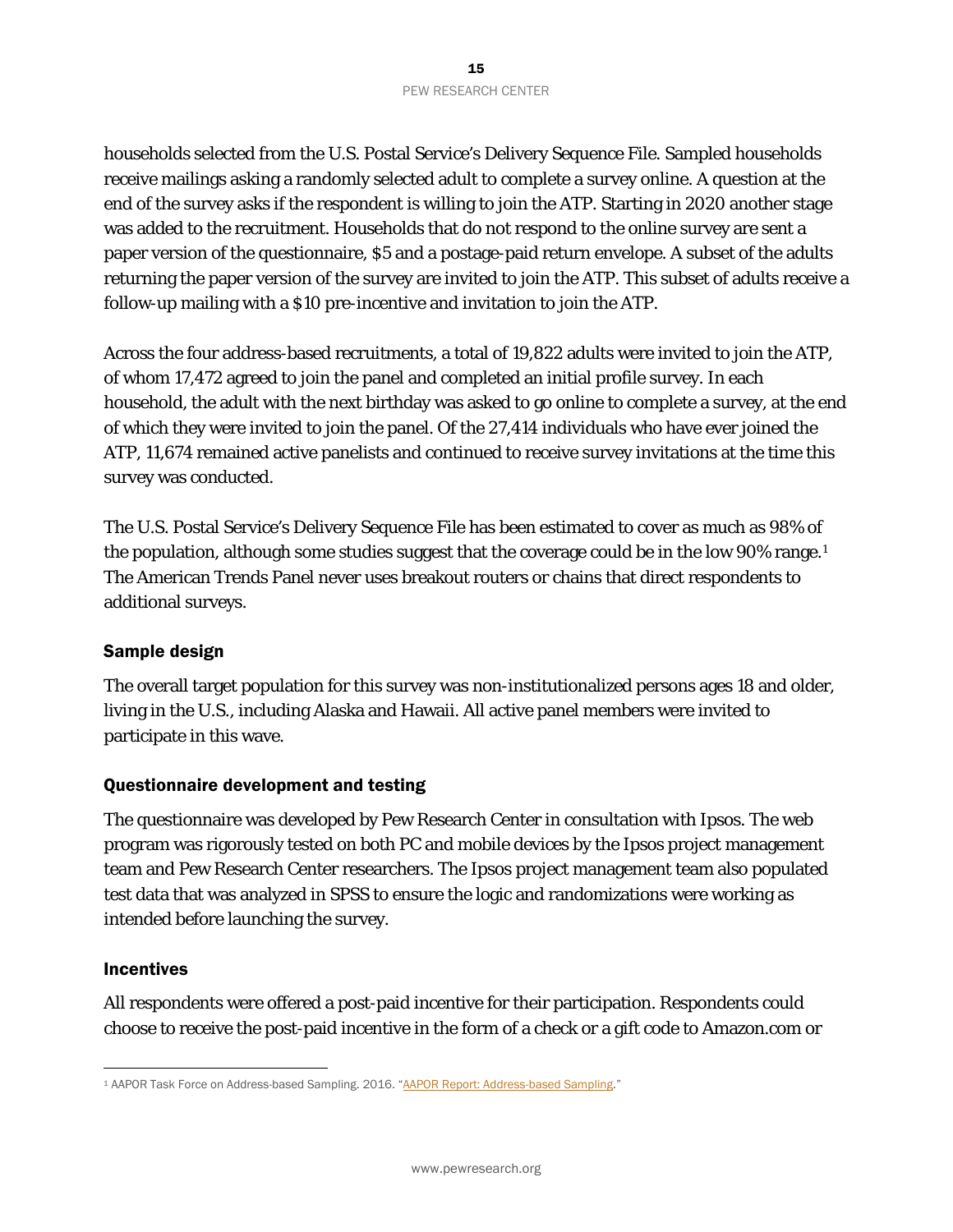households selected from the U.S. Postal Service's Delivery Sequence File. Sampled households receive mailings asking a randomly selected adult to complete a survey online. A question at the end of the survey asks if the respondent is willing to join the ATP. Starting in 2020 another stage was added to the recruitment. Households that do not respond to the online survey are sent a paper version of the questionnaire, $5 and a postage-paid return envelope. A subset of the adults returning the paper version of the survey are invited to join the ATP. This subset of adults receive a follow-up mailing with a $10 pre-incentive and invitation to join the ATP.

Across the four address-based recruitments, a total of 19,822 adults were invited to join the ATP, of whom 17,472 agreed to join the panel and completed an initial profile survey. In each household, the adult with the next birthday was asked to go online to complete a survey, at the end of which they were invited to join the panel. Of the 27,414 individuals who have ever joined the ATP, 11,674 remained active panelists and continued to receive survey invitations at the time this survey was conducted.

The U.S. Postal Service's Delivery Sequence File has been estimated to cover as much as 98% of the population, although some studies suggest that the coverage could be in the low 90% range.[1] The American Trends Panel never uses breakout routers or chains that direct respondents to additional surveys.

## Sample design

The overall target population for this survey was non-institutionalized persons ages 18 and older, living in the U.S., including Alaska and Hawaii. All active panel members were invited to participate in this wave.

## Questionnaire development and testing

The questionnaire was developed by Pew Research Center in consultation with Ipsos. The web program was rigorously tested on both PC and mobile devices by the Ipsos project management team and Pew Research Center researchers. The Ipsos project management team also populated test data that was analyzed in SPSS to ensure the logic and randomizations were working as intended before launching the survey.

## Incentives

All respondents were offered a post-paid incentive for their participation. Respondents could choose to receive the post-paid incentive in the form of a check or a gift code to Amazon.com or

---

[1] AAPOR Task Force on Address-based Sampling. 2016. "AAPOR Report: Address-based Sampling."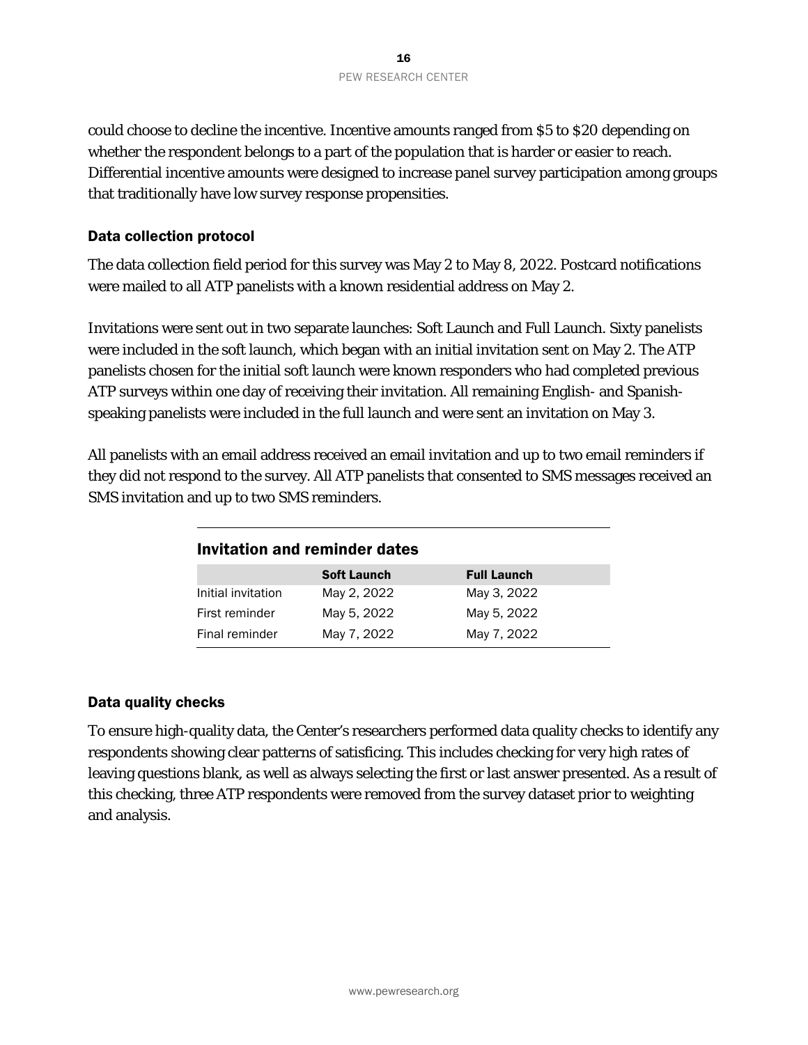could choose to decline the incentive. Incentive amounts ranged from $5 to $20 depending on whether the respondent belongs to a part of the population that is harder or easier to reach. Differential incentive amounts were designed to increase panel survey participation among groups that traditionally have low survey response propensities.

### Data collection protocol

The data collection field period for this survey was May 2 to May 8, 2022. Postcard notifications were mailed to all ATP panelists with a known residential address on May 2.

Invitations were sent out in two separate launches: Soft Launch and Full Launch. Sixty panelists were included in the soft launch, which began with an initial invitation sent on May 2. The ATP panelists chosen for the initial soft launch were known responders who had completed previous ATP surveys within one day of receiving their invitation. All remaining English- and Spanish-speaking panelists were included in the full launch and were sent an invitation on May 3.

All panelists with an email address received an email invitation and up to two email reminders if they did not respond to the survey. All ATP panelists that consented to SMS messages received an SMS invitation and up to two SMS reminders.

**Invitation and reminder dates**

| | Soft Launch | Full Launch |
|---|---|---|
| Initial invitation | May 2, 2022 | May 3, 2022 |
| First reminder | May 5, 2022 | May 5, 2022 |
| Final reminder | May 7, 2022 | May 7, 2022 |

### Data quality checks

To ensure high-quality data, the Center's researchers performed data quality checks to identify any respondents showing clear patterns of satisficing. This includes checking for very high rates of leaving questions blank, as well as always selecting the first or last answer presented. As a result of this checking, three ATP respondents were removed from the survey dataset prior to weighting and analysis.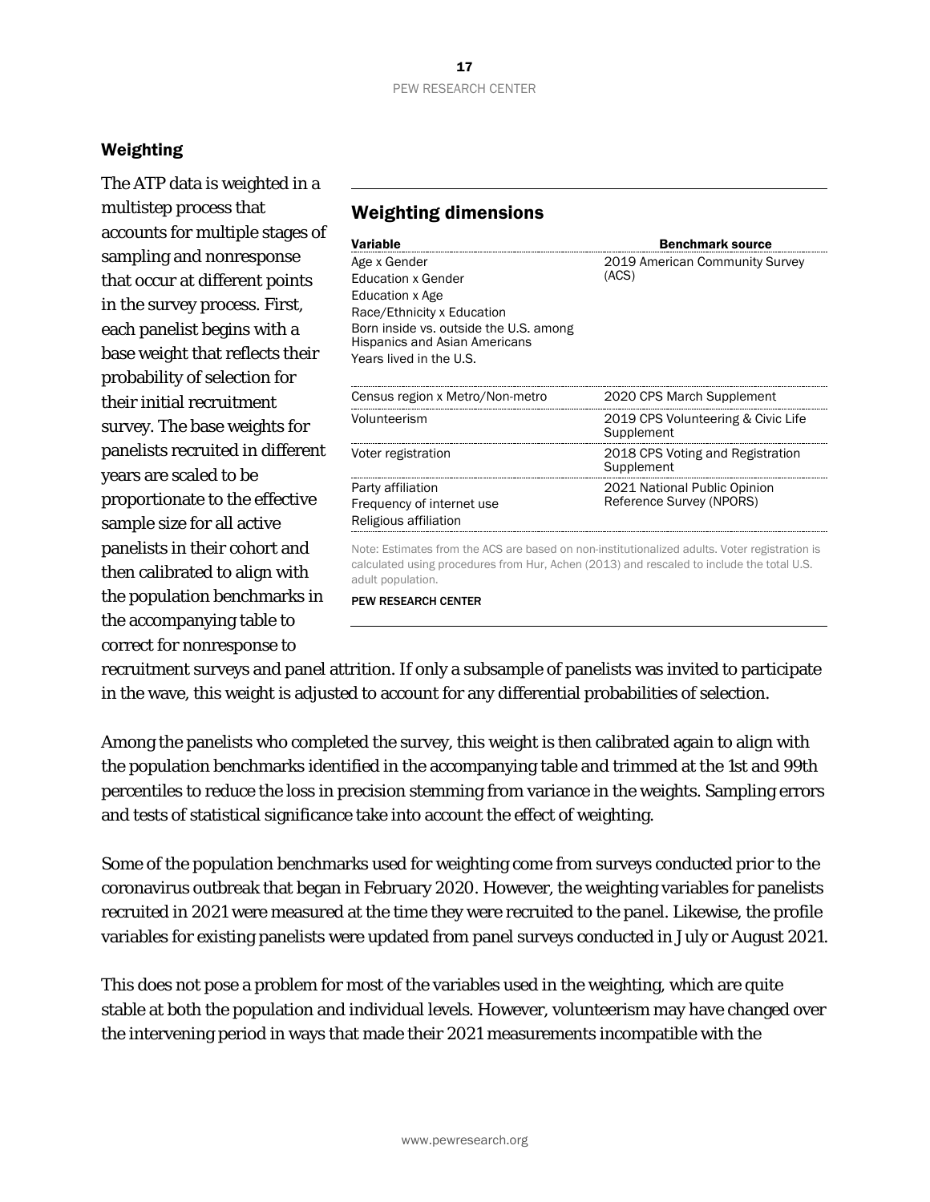## Weighting

The ATP data is weighted in a multistep process that accounts for multiple stages of sampling and nonresponse that occur at different points in the survey process. First, each panelist begins with a base weight that reflects their probability of selection for their initial recruitment survey. The base weights for panelists recruited in different years are scaled to be proportionate to the effective sample size for all active panelists in their cohort and then calibrated to align with the population benchmarks in the accompanying table to correct for nonresponse to recruitment surveys and panel attrition. If only a subsample of panelists was invited to participate in the wave, this weight is adjusted to account for any differential probabilities of selection.

### Weighting dimensions

| Variable | Benchmark source |
|---|---|
| Age x Gender<br>Education x Gender<br>Education x Age<br>Race/Ethnicity x Education<br>Born inside vs. outside the U.S. among Hispanics and Asian Americans<br>Years lived in the U.S. | 2019 American Community Survey (ACS) |
| Census region x Metro/Non-metro | 2020 CPS March Supplement |
| Volunteerism | 2019 CPS Volunteering & Civic Life Supplement |
| Voter registration | 2018 CPS Voting and Registration Supplement |
| Party affiliation<br>Frequency of internet use<br>Religious affiliation | 2021 National Public Opinion Reference Survey (NPORS) |

Note: Estimates from the ACS are based on non-institutionalized adults. Voter registration is calculated using procedures from Hur, Achen (2013) and rescaled to include the total U.S. adult population.

PEW RESEARCH CENTER

Among the panelists who completed the survey, this weight is then calibrated again to align with the population benchmarks identified in the accompanying table and trimmed at the 1st and 99th percentiles to reduce the loss in precision stemming from variance in the weights. Sampling errors and tests of statistical significance take into account the effect of weighting.

Some of the population benchmarks used for weighting come from surveys conducted prior to the coronavirus outbreak that began in February 2020. However, the weighting variables for panelists recruited in 2021 were measured at the time they were recruited to the panel. Likewise, the profile variables for existing panelists were updated from panel surveys conducted in July or August 2021.

This does not pose a problem for most of the variables used in the weighting, which are quite stable at both the population and individual levels. However, volunteerism may have changed over the intervening period in ways that made their 2021 measurements incompatible with the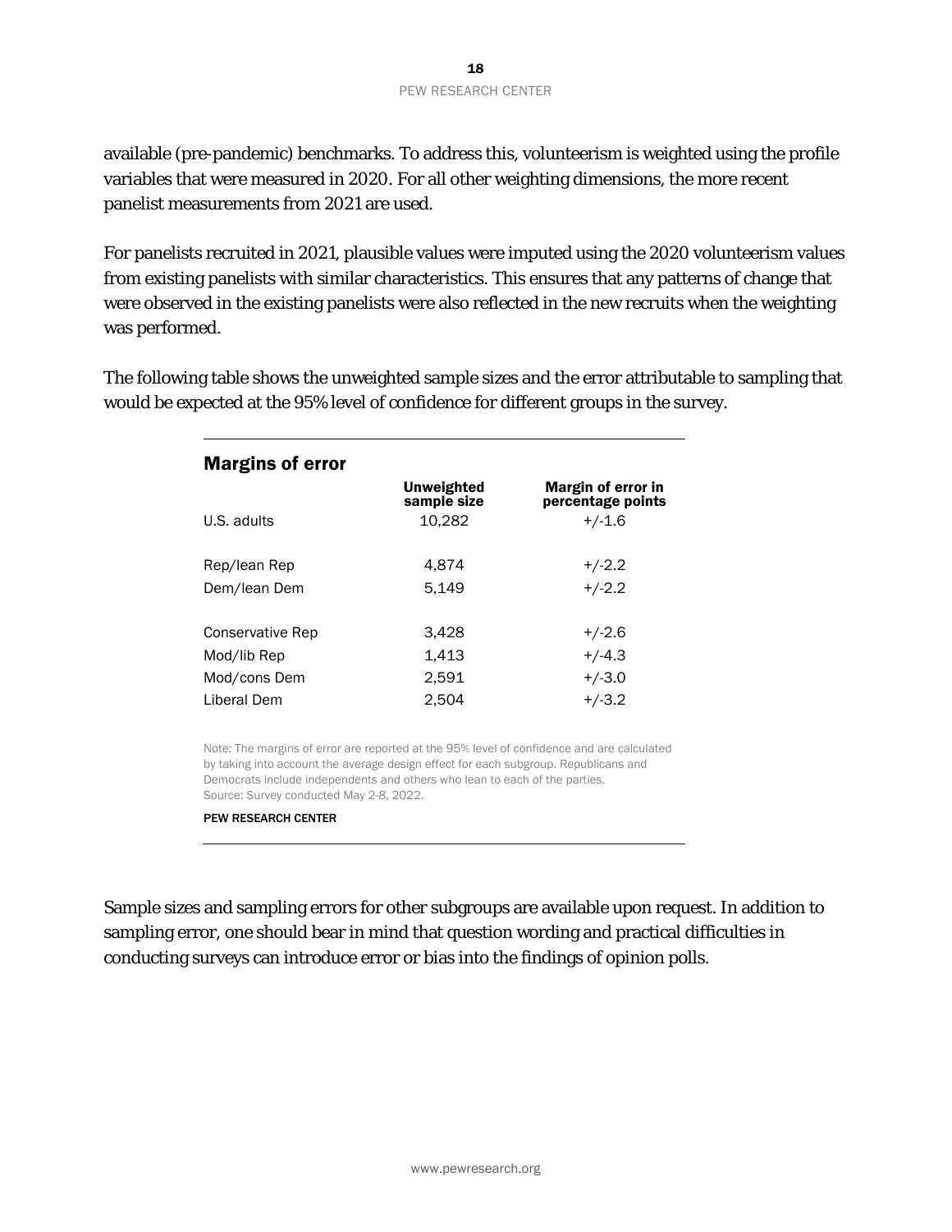available (pre-pandemic) benchmarks. To address this, volunteerism is weighted using the profile variables that were measured in 2020. For all other weighting dimensions, the more recent panelist measurements from 2021 are used.

For panelists recruited in 2021, plausible values were imputed using the 2020 volunteerism values from existing panelists with similar characteristics. This ensures that any patterns of change that were observed in the existing panelists were also reflected in the new recruits when the weighting was performed.

The following table shows the unweighted sample sizes and the error attributable to sampling that would be expected at the 95% level of confidence for different groups in the survey.

## Margins of error

| | Unweighted sample size | Margin of error in percentage points |
|---|---|---|
| U.S. adults | 10,282 | +/-1.6 |
| Rep/lean Rep | 4,874 | +/-2.2 |
| Dem/lean Dem | 5,149 | +/-2.2 |
| Conservative Rep | 3,428 | +/-2.6 |
| Mod/lib Rep | 1,413 | +/-4.3 |
| Mod/cons Dem | 2,591 | +/-3.0 |
| Liberal Dem | 2,504 | +/-3.2 |

Note: The margins of error are reported at the 95% level of confidence and are calculated by taking into account the average design effect for each subgroup. Republicans and Democrats include independents and others who lean to each of the parties.
Source: Survey conducted May 2-8, 2022.

PEW RESEARCH CENTER

Sample sizes and sampling errors for other subgroups are available upon request. In addition to sampling error, one should bear in mind that question wording and practical difficulties in conducting surveys can introduce error or bias into the findings of opinion polls.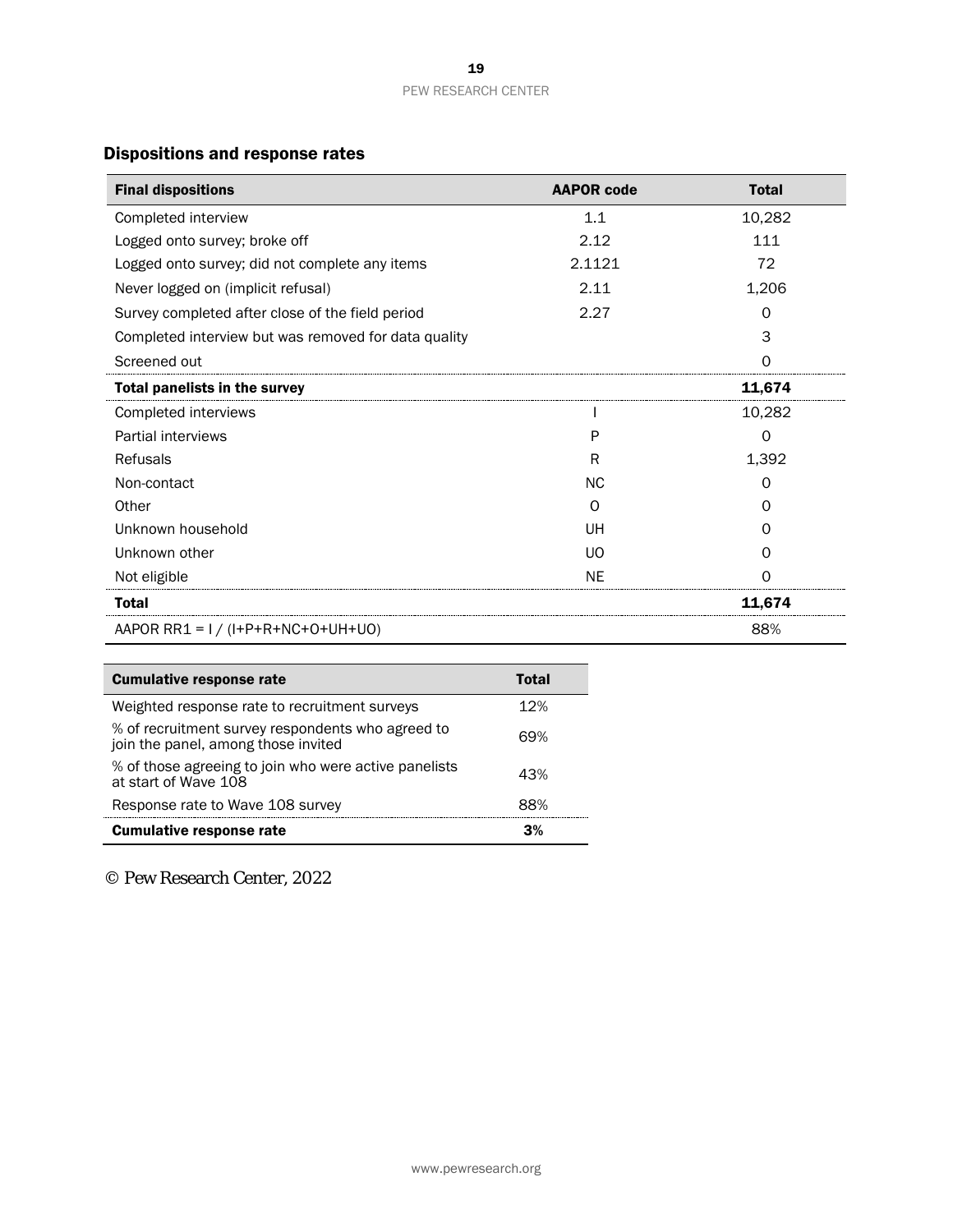### Dispositions and response rates

| Final dispositions | AAPOR code | Total |
|---|---|---|
| Completed interview | 1.1 | 10,282 |
| Logged onto survey; broke off | 2.12 | 111 |
| Logged onto survey; did not complete any items | 2.1121 | 72 |
| Never logged on (implicit refusal) | 2.11 | 1,206 |
| Survey completed after close of the field period | 2.27 | 0 |
| Completed interview but was removed for data quality | | 3 |
| Screened out | | 0 |
| **Total panelists in the survey** | | **11,674** |
| Completed interviews | I | 10,282 |
| Partial interviews | P | 0 |
| Refusals | R | 1,392 |
| Non-contact | NC | 0 |
| Other | O | 0 |
| Unknown household | UH | 0 |
| Unknown other | UO | 0 |
| Not eligible | NE | 0 |
| **Total** | | **11,674** |
| AAPOR RR1 = I / (I+P+R+NC+O+UH+UO) | | 88% |

| Cumulative response rate | Total |
|---|---|
| Weighted response rate to recruitment surveys | 12% |
| % of recruitment survey respondents who agreed to join the panel, among those invited | 69% |
| % of those agreeing to join who were active panelists at start of Wave 108 | 43% |
| Response rate to Wave 108 survey | 88% |
| **Cumulative response rate** | **3%** |

© Pew Research Center, 2022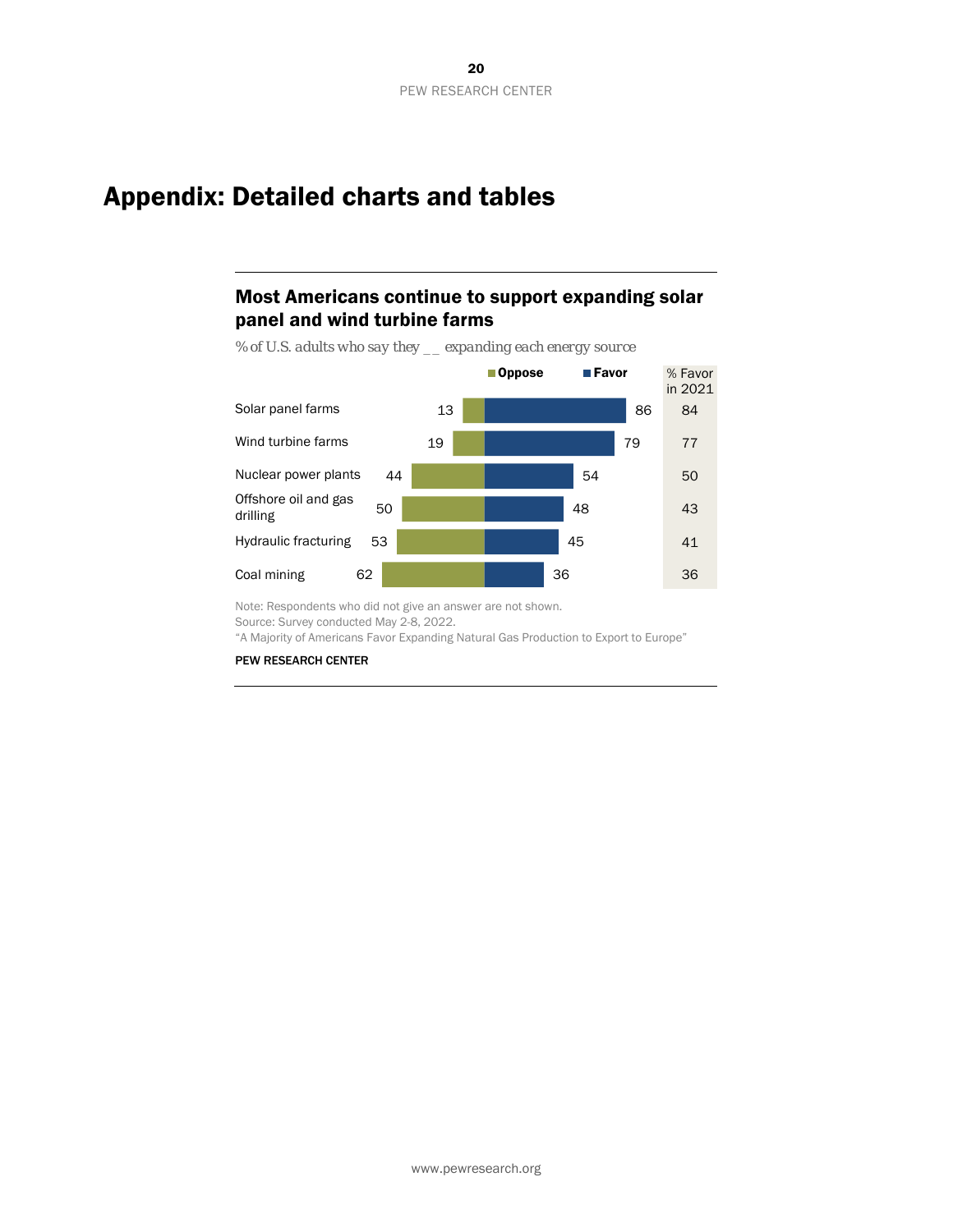# Appendix: Detailed charts and tables

## Most Americans continue to support expanding solar panel and wind turbine farms

*% of U.S. adults who say they __ expanding each energy source*

| | Oppose | Favor | % Favor in 2021 |
|---|---|---|---|
| Solar panel farms | 13 | 86 | 84 |
| Wind turbine farms | 19 | 79 | 77 |
| Nuclear power plants | 44 | 54 | 50 |
| Offshore oil and gas drilling | 50 | 48 | 43 |
| Hydraulic fracturing | 53 | 45 | 41 |
| Coal mining | 62 | 36 | 36 |

Note: Respondents who did not give an answer are not shown.
Source: Survey conducted May 2-8, 2022.
"A Majority of Americans Favor Expanding Natural Gas Production to Export to Europe"

PEW RESEARCH CENTER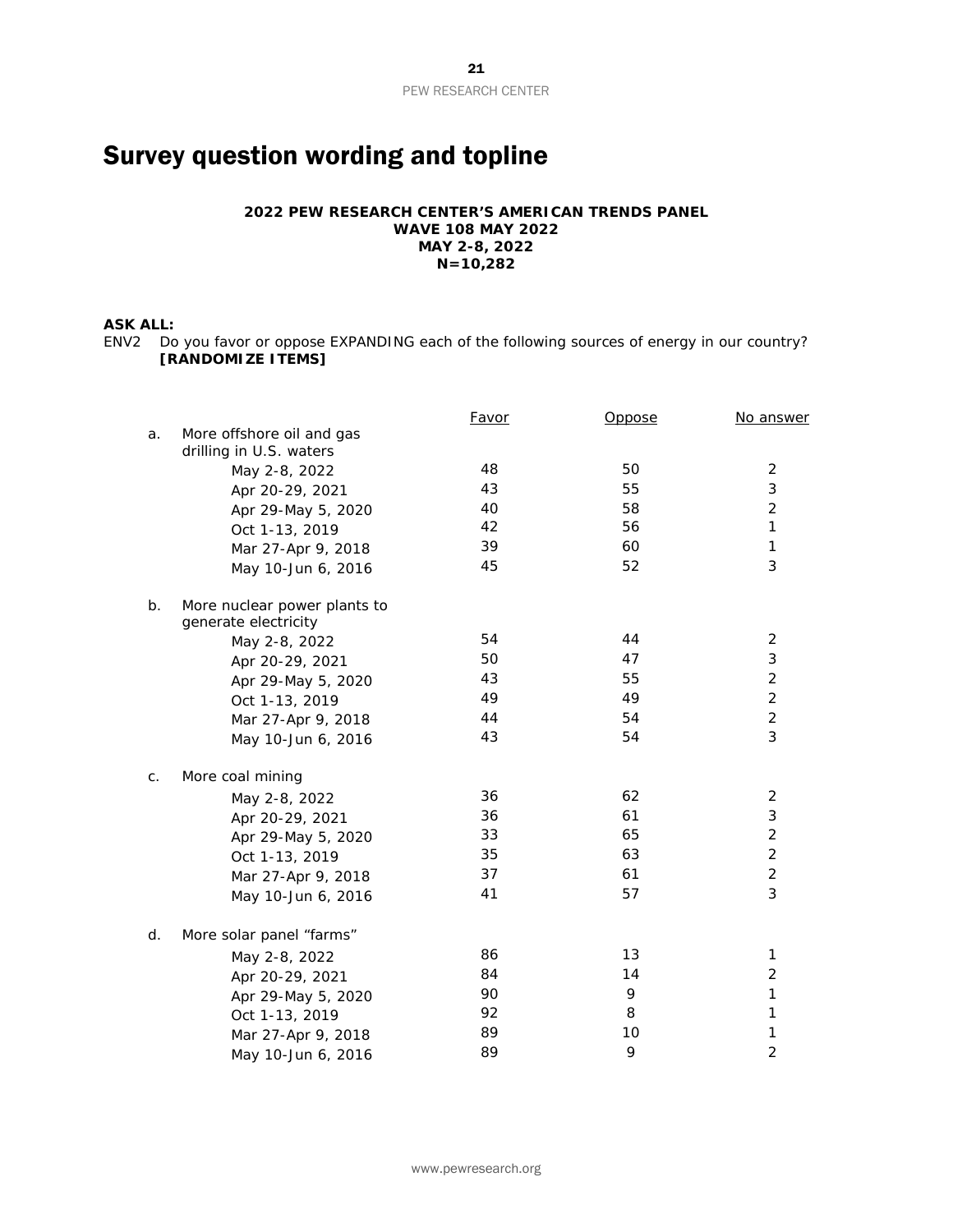# Survey question wording and topline

**2022 PEW RESEARCH CENTER'S AMERICAN TRENDS PANEL**
**WAVE 108 MAY 2022**
**MAY 2-8, 2022**
**N=10,282**

**ASK ALL:**

ENV2 Do you favor or oppose EXPANDING each of the following sources of energy in our country? **[RANDOMIZE ITEMS]**

| | | Favor | Oppose | No answer |
|---|---|---|---|---|
| a. | More offshore oil and gas drilling in U.S. waters | | | |
| | May 2-8, 2022 | 48 | 50 | 2 |
| | Apr 20-29, 2021 | 43 | 55 | 3 |
| | Apr 29-May 5, 2020 | 40 | 58 | 2 |
| | Oct 1-13, 2019 | 42 | 56 | 1 |
| | Mar 27-Apr 9, 2018 | 39 | 60 | 1 |
| | May 10-Jun 6, 2016 | 45 | 52 | 3 |
| b. | More nuclear power plants to generate electricity | | | |
| | May 2-8, 2022 | 54 | 44 | 2 |
| | Apr 20-29, 2021 | 50 | 47 | 3 |
| | Apr 29-May 5, 2020 | 43 | 55 | 2 |
| | Oct 1-13, 2019 | 49 | 49 | 2 |
| | Mar 27-Apr 9, 2018 | 44 | 54 | 2 |
| | May 10-Jun 6, 2016 | 43 | 54 | 3 |
| c. | More coal mining | | | |
| | May 2-8, 2022 | 36 | 62 | 2 |
| | Apr 20-29, 2021 | 36 | 61 | 3 |
| | Apr 29-May 5, 2020 | 33 | 65 | 2 |
| | Oct 1-13, 2019 | 35 | 63 | 2 |
| | Mar 27-Apr 9, 2018 | 37 | 61 | 2 |
| | May 10-Jun 6, 2016 | 41 | 57 | 3 |
| d. | More solar panel "farms" | | | |
| | May 2-8, 2022 | 86 | 13 | 1 |
| | Apr 20-29, 2021 | 84 | 14 | 2 |
| | Apr 29-May 5, 2020 | 90 | 9 | 1 |
| | Oct 1-13, 2019 | 92 | 8 | 1 |
| | Mar 27-Apr 9, 2018 | 89 | 10 | 1 |
| | May 10-Jun 6, 2016 | 89 | 9 | 2 |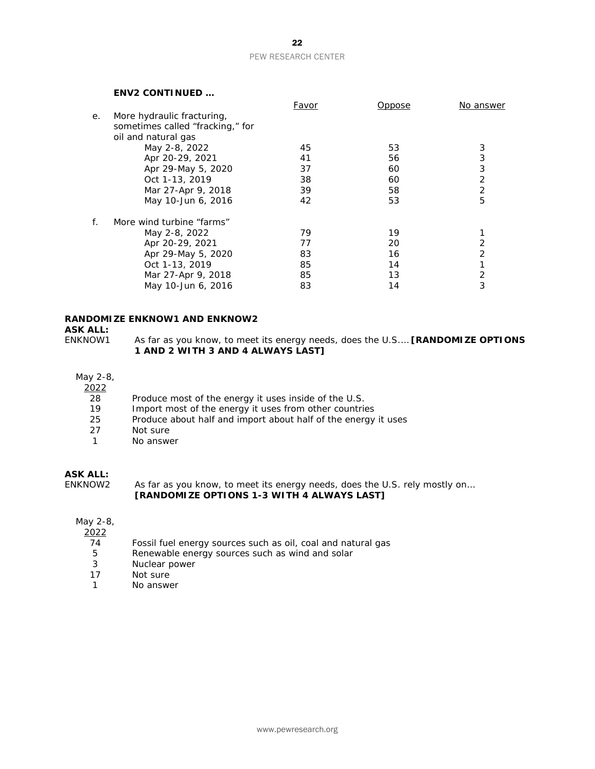**ENV2 CONTINUED …**

| | | Favor | Oppose | No answer |
|---|---|---|---|---|
| e. | More hydraulic fracturing, sometimes called "fracking," for oil and natural gas | | | |
| | May 2-8, 2022 | 45 | 53 | 3 |
| | Apr 20-29, 2021 | 41 | 56 | 3 |
| | Apr 29-May 5, 2020 | 37 | 60 | 3 |
| | Oct 1-13, 2019 | 38 | 60 | 2 |
| | Mar 27-Apr 9, 2018 | 39 | 58 | 2 |
| | May 10-Jun 6, 2016 | 42 | 53 | 5 |
| f. | More wind turbine "farms" | | | |
| | May 2-8, 2022 | 79 | 19 | 1 |
| | Apr 20-29, 2021 | 77 | 20 | 2 |
| | Apr 29-May 5, 2020 | 83 | 16 | 2 |
| | Oct 1-13, 2019 | 85 | 14 | 1 |
| | Mar 27-Apr 9, 2018 | 85 | 13 | 2 |
| | May 10-Jun 6, 2016 | 83 | 14 | 3 |

**RANDOMIZE ENKNOW1 AND ENKNOW2**

**ASK ALL:**

ENKNOW1 As far as you know, to meet its energy needs, does the U.S.… **[RANDOMIZE OPTIONS 1 AND 2 WITH 3 AND 4 ALWAYS LAST]**

| May 2-8, 2022 | |
|---|---|
| 28 | Produce most of the energy it uses inside of the U.S. |
| 19 | Import most of the energy it uses from other countries |
| 25 | Produce about half and import about half of the energy it uses |
| 27 | Not sure |
| 1 | No answer |

**ASK ALL:**

ENKNOW2 As far as you know, to meet its energy needs, does the U.S. rely mostly on… **[RANDOMIZE OPTIONS 1-3 WITH 4 ALWAYS LAST]**

| May 2-8, 2022 | |
|---|---|
| 74 | Fossil fuel energy sources such as oil, coal and natural gas |
| 5 | Renewable energy sources such as wind and solar |
| 3 | Nuclear power |
| 17 | Not sure |
| 1 | No answer |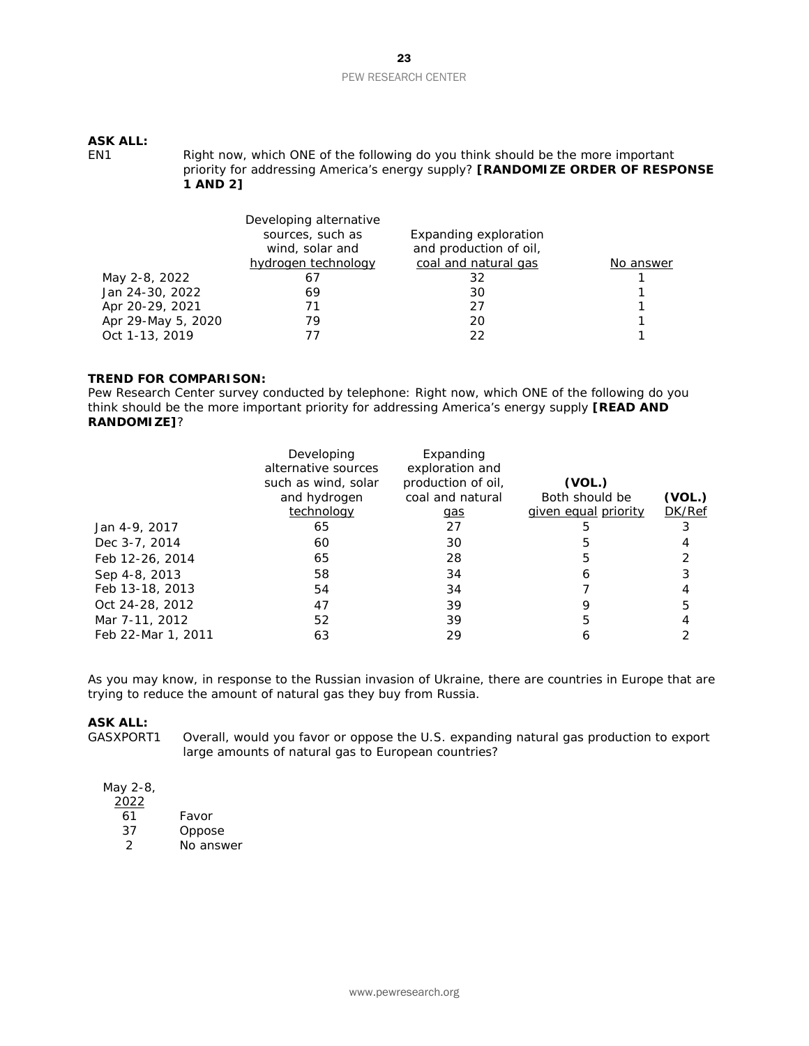**ASK ALL:**

EN1 Right now, which ONE of the following do you think should be the more important priority for addressing America's energy supply? **[RANDOMIZE ORDER OF RESPONSE 1 AND 2]**

| | Developing alternative sources, such as wind, solar and hydrogen technology | Expanding exploration and production of oil, coal and natural gas | No answer |
|---|---|---|---|
| May 2-8, 2022 | 67 | 32 | 1 |
| Jan 24-30, 2022 | 69 | 30 | 1 |
| Apr 20-29, 2021 | 71 | 27 | 1 |
| Apr 29-May 5, 2020 | 79 | 20 | 1 |
| Oct 1-13, 2019 | 77 | 22 | 1 |

**TREND FOR COMPARISON:**

Pew Research Center survey conducted by telephone: Right now, which ONE of the following do you think should be the more important priority for addressing America's energy supply **[READ AND RANDOMIZE]**?

| | Developing alternative sources such as wind, solar and hydrogen technology | Expanding exploration and production of oil, coal and natural gas | **(VOL.)** Both should be given equal priority | **(VOL.)** DK/Ref |
|---|---|---|---|---|
| Jan 4-9, 2017 | 65 | 27 | 5 | 3 |
| Dec 3-7, 2014 | 60 | 30 | 5 | 4 |
| Feb 12-26, 2014 | 65 | 28 | 5 | 2 |
| Sep 4-8, 2013 | 58 | 34 | 6 | 3 |
| Feb 13-18, 2013 | 54 | 34 | 7 | 4 |
| Oct 24-28, 2012 | 47 | 39 | 9 | 5 |
| Mar 7-11, 2012 | 52 | 39 | 5 | 4 |
| Feb 22-Mar 1, 2011 | 63 | 29 | 6 | 2 |

As you may know, in response to the Russian invasion of Ukraine, there are countries in Europe that are trying to reduce the amount of natural gas they buy from Russia.

**ASK ALL:**

GASXPORT1 Overall, would you favor or oppose the U.S. expanding natural gas production to export large amounts of natural gas to European countries?

| May 2-8, 2022 | |
|---|---|
| 61 | Favor |
| 37 | Oppose |
| 2 | No answer |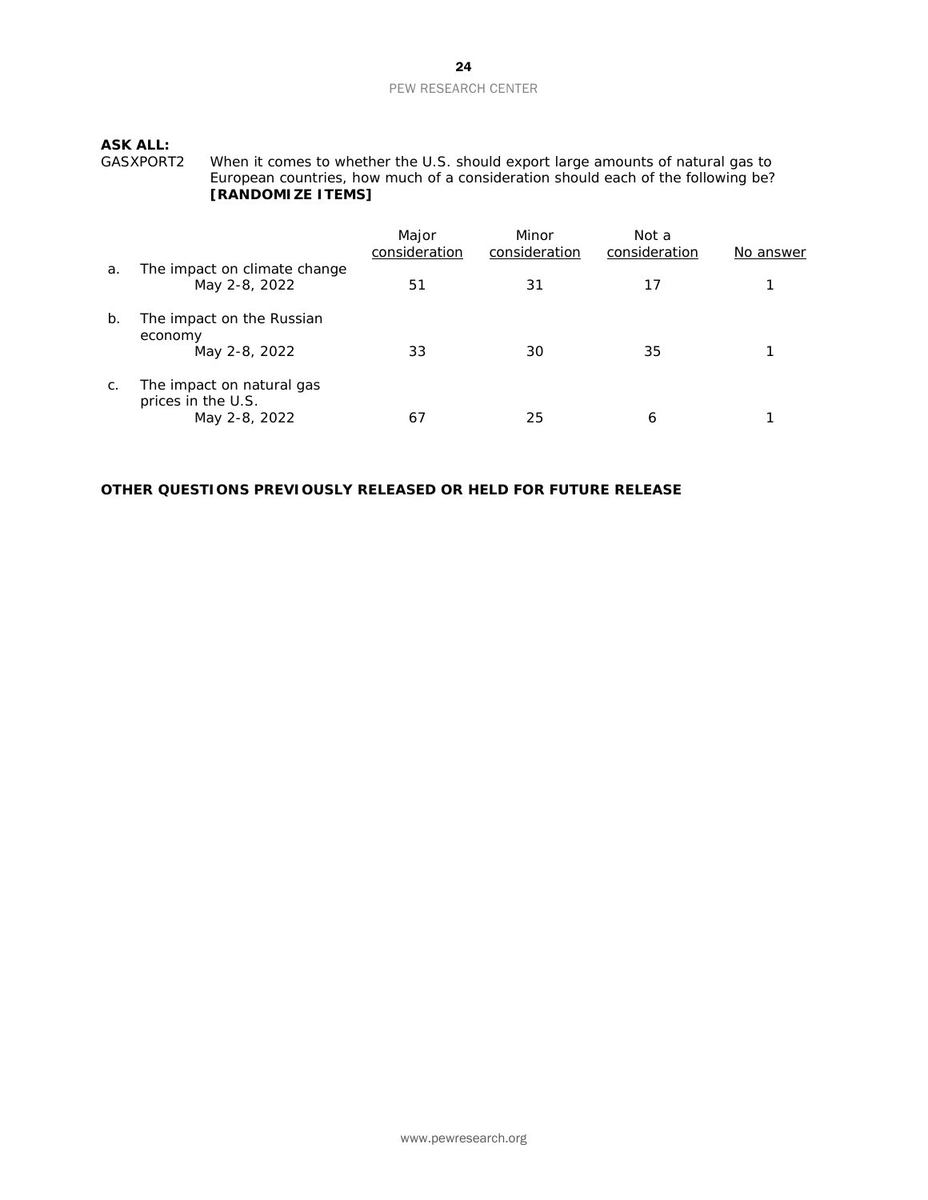**ASK ALL:**

GASXPORT2 When it comes to whether the U.S. should export large amounts of natural gas to European countries, how much of a consideration should each of the following be? **[RANDOMIZE ITEMS]**

| | | Major consideration | Minor consideration | Not a consideration | No answer |
|---|---|---|---|---|---|
| a. | The impact on climate change | | | | |
| | May 2-8, 2022 | 51 | 31 | 17 | 1 |
| b. | The impact on the Russian economy | | | | |
| | May 2-8, 2022 | 33 | 30 | 35 | 1 |
| c. | The impact on natural gas prices in the U.S. | | | | |
| | May 2-8, 2022 | 67 | 25 | 6 | 1 |

**OTHER QUESTIONS PREVIOUSLY RELEASED OR HELD FOR FUTURE RELEASE**